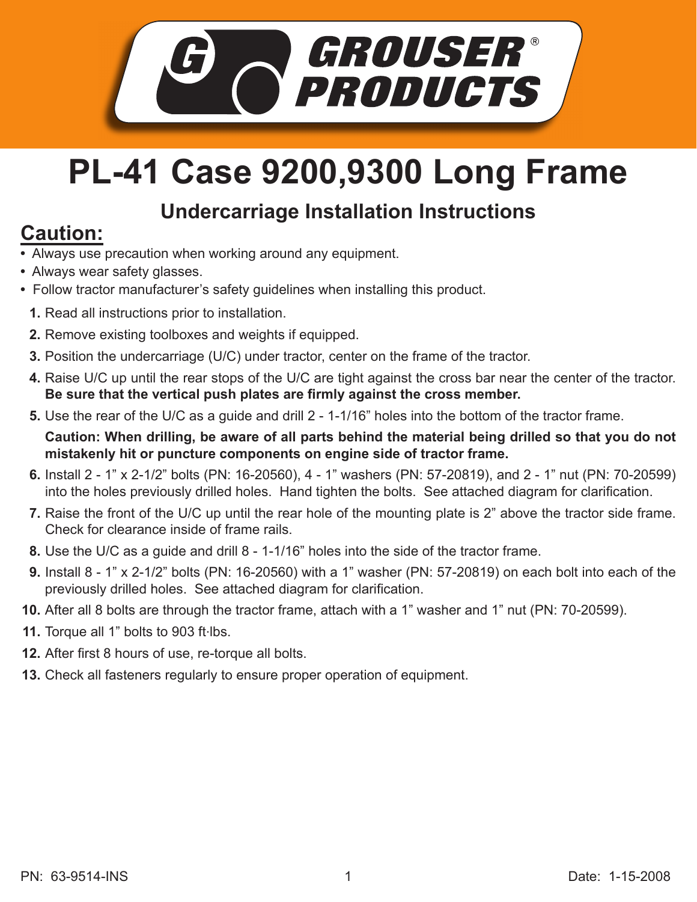GROUSER® PRODUCTS

# PL-41 Case 9200,9300 Long Frame

## Undercarriage Installation Instructions

### Caution:

- Always use precaution when working around any equipment.
- Always wear safety glasses.
- Follow tractor manufacturer's safety guidelines when installing this product.

1. Read all instructions prior to installation.
2. Remove existing toolboxes and weights if equipped.
3. Position the undercarriage (U/C) under tractor, center on the frame of the tractor.
4. Raise U/C up until the rear stops of the U/C are tight against the cross bar near the center of the tractor. **Be sure that the vertical push plates are firmly against the cross member.**
5. Use the rear of the U/C as a guide and drill 2 - 1-1/16" holes into the bottom of the tractor frame.

   **Caution: When drilling, be aware of all parts behind the material being drilled so that you do not mistakenly hit or puncture components on engine side of tractor frame.**
6. Install 2 - 1" x 2-1/2" bolts (PN: 16-20560), 4 - 1" washers (PN: 57-20819), and 2 - 1" nut (PN: 70-20599) into the holes previously drilled holes. Hand tighten the bolts. See attached diagram for clarification.
7. Raise the front of the U/C up until the rear hole of the mounting plate is 2" above the tractor side frame. Check for clearance inside of frame rails.
8. Use the U/C as a guide and drill 8 - 1-1/16" holes into the side of the tractor frame.
9. Install 8 - 1" x 2-1/2" bolts (PN: 16-20560) with a 1" washer (PN: 57-20819) on each bolt into each of the previously drilled holes. See attached diagram for clarification.
10. After all 8 bolts are through the tractor frame, attach with a 1" washer and 1" nut (PN: 70-20599).
11. Torque all 1" bolts to 903 ft·lbs.
12. After first 8 hours of use, re-torque all bolts.
13. Check all fasteners regularly to ensure proper operation of equipment.

PN: 63-9514-INS

Date: 1-15-2008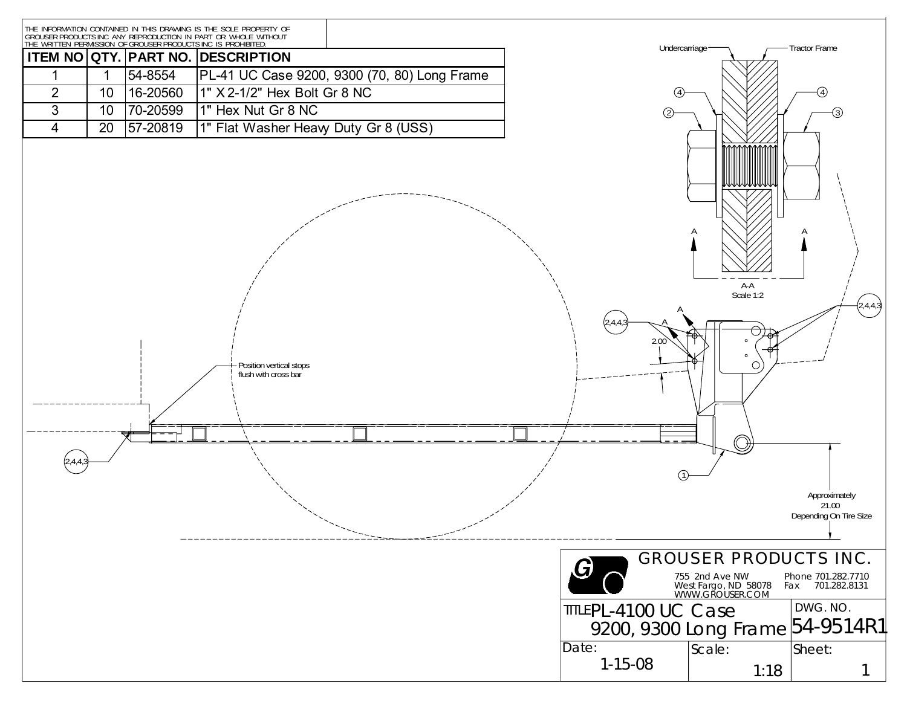THE INFORMATION CONTAINED IN THIS DRAWING IS THE SOLE PROPERTY OF GROUSER PRODUCTS INC ANY REPRODUCTION IN PART OR WHOLE WITHOUT THE WRITTEN PERMISSION OF GROUSER PRODUCTS INC IS PROHIBITED.

| ITEM NO | QTY. | PART NO. | DESCRIPTION |
|---|---|---|---|
| 1 | 1 | 54-8554 | PL-41 UC Case 9200, 9300 (70, 80) Long Frame |
| 2 | 10 | 16-20560 | 1" X 2-1/2" Hex Bolt Gr 8 NC |
| 3 | 10 | 70-20599 | 1" Hex Nut Gr 8 NC |
| 4 | 20 | 57-20819 | 1" Flat Washer Heavy Duty Gr 8 (USS) |

Undercarriage

Tractor Frame

4

4

2

3

A

A

A-A
Scale 1:2

2,4,4,3

A

A

2.00

2,4,4,3

Position vertical stops flush with cross bar

2,4,4,3

1

Approximately
21.00
Depending On Tire Size

GROUSER PRODUCTS INC.

755 2nd Ave NW
West Fargo, ND 58078
WWW.GROUSER.COM

Phone 701.282.7710
Fax 701.282.8131

| | | |
|---|---|---|
| TITLE PL-4100 UC Case 9200, 9300 Long Frame | | DWG. NO. 54-9514R1 |
| Date: 1-15-08 | Scale: 1:18 | Sheet: 1 |